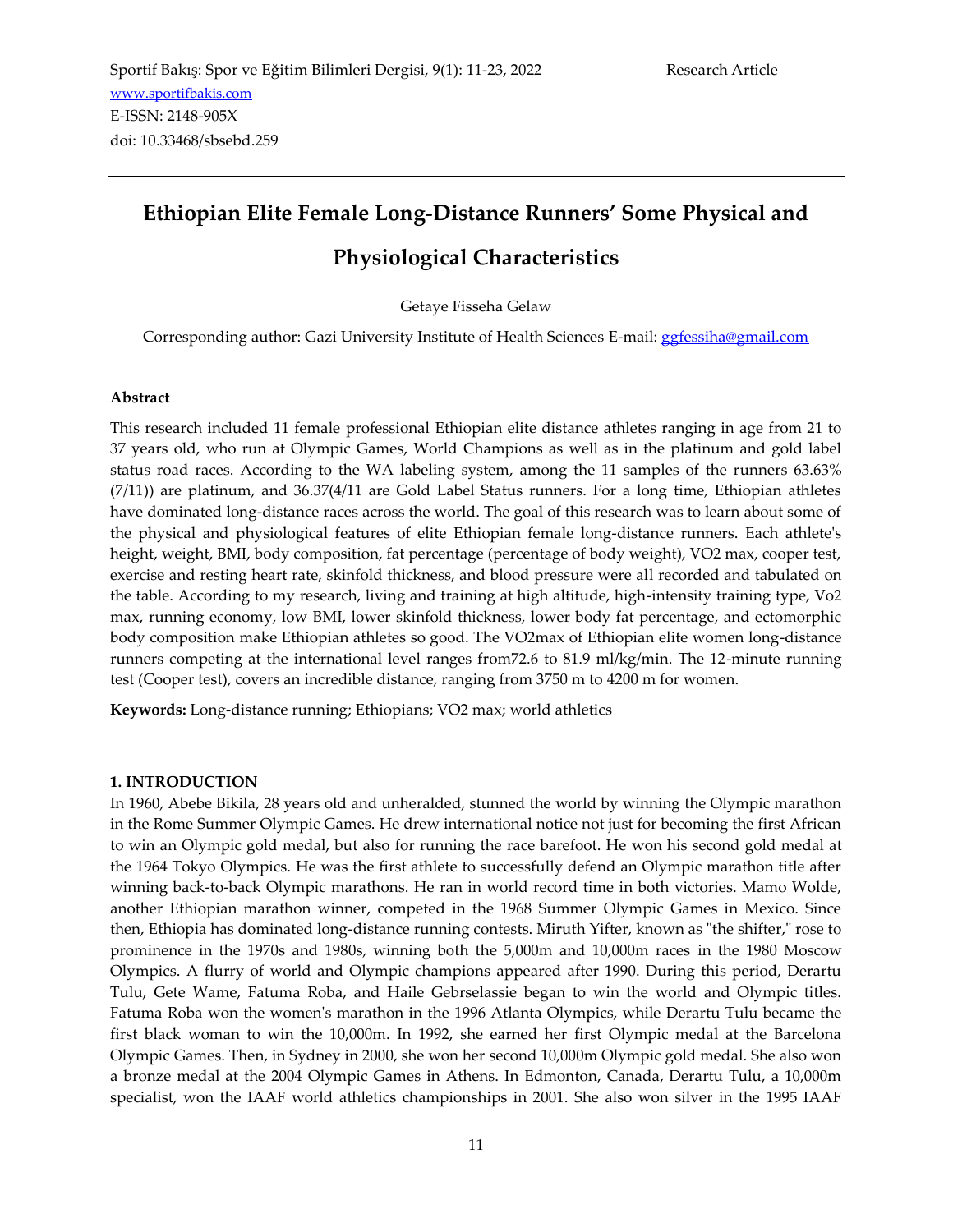Sportif Bakış: Spor ve Eğitim Bilimleri Dergisi, 9(1): 11-23, 2022 Research Article
www.sportifbakis.com
E-ISSN: 2148-905X
doi: 10.33468/sbsebd.259

# Ethiopian Elite Female Long-Distance Runners' Some Physical and Physiological Characteristics

Getaye Fisseha Gelaw

Corresponding author: Gazi University Institute of Health Sciences E-mail: ggfessiha@gmail.com

## Abstract

This research included 11 female professional Ethiopian elite distance athletes ranging in age from 21 to 37 years old, who run at Olympic Games, World Champions as well as in the platinum and gold label status road races. According to the WA labeling system, among the 11 samples of the runners 63.63% (7/11)) are platinum, and 36.37(4/11 are Gold Label Status runners. For a long time, Ethiopian athletes have dominated long-distance races across the world. The goal of this research was to learn about some of the physical and physiological features of elite Ethiopian female long-distance runners. Each athlete's height, weight, BMI, body composition, fat percentage (percentage of body weight), VO2 max, cooper test, exercise and resting heart rate, skinfold thickness, and blood pressure were all recorded and tabulated on the table. According to my research, living and training at high altitude, high-intensity training type, Vo2 max, running economy, low BMI, lower skinfold thickness, lower body fat percentage, and ectomorphic body composition make Ethiopian athletes so good. The VO2max of Ethiopian elite women long-distance runners competing at the international level ranges from72.6 to 81.9 ml/kg/min. The 12-minute running test (Cooper test), covers an incredible distance, ranging from 3750 m to 4200 m for women.

**Keywords:** Long-distance running; Ethiopians; VO2 max; world athletics

## 1. INTRODUCTION

In 1960, Abebe Bikila, 28 years old and unheralded, stunned the world by winning the Olympic marathon in the Rome Summer Olympic Games. He drew international notice not just for becoming the first African to win an Olympic gold medal, but also for running the race barefoot. He won his second gold medal at the 1964 Tokyo Olympics. He was the first athlete to successfully defend an Olympic marathon title after winning back-to-back Olympic marathons. He ran in world record time in both victories. Mamo Wolde, another Ethiopian marathon winner, competed in the 1968 Summer Olympic Games in Mexico. Since then, Ethiopia has dominated long-distance running contests. Miruth Yifter, known as "the shifter," rose to prominence in the 1970s and 1980s, winning both the 5,000m and 10,000m races in the 1980 Moscow Olympics. A flurry of world and Olympic champions appeared after 1990. During this period, Derartu Tulu, Gete Wame, Fatuma Roba, and Haile Gebrselassie began to win the world and Olympic titles. Fatuma Roba won the women's marathon in the 1996 Atlanta Olympics, while Derartu Tulu became the first black woman to win the 10,000m. In 1992, she earned her first Olympic medal at the Barcelona Olympic Games. Then, in Sydney in 2000, she won her second 10,000m Olympic gold medal. She also won a bronze medal at the 2004 Olympic Games in Athens. In Edmonton, Canada, Derartu Tulu, a 10,000m specialist, won the IAAF world athletics championships in 2001. She also won silver in the 1995 IAAF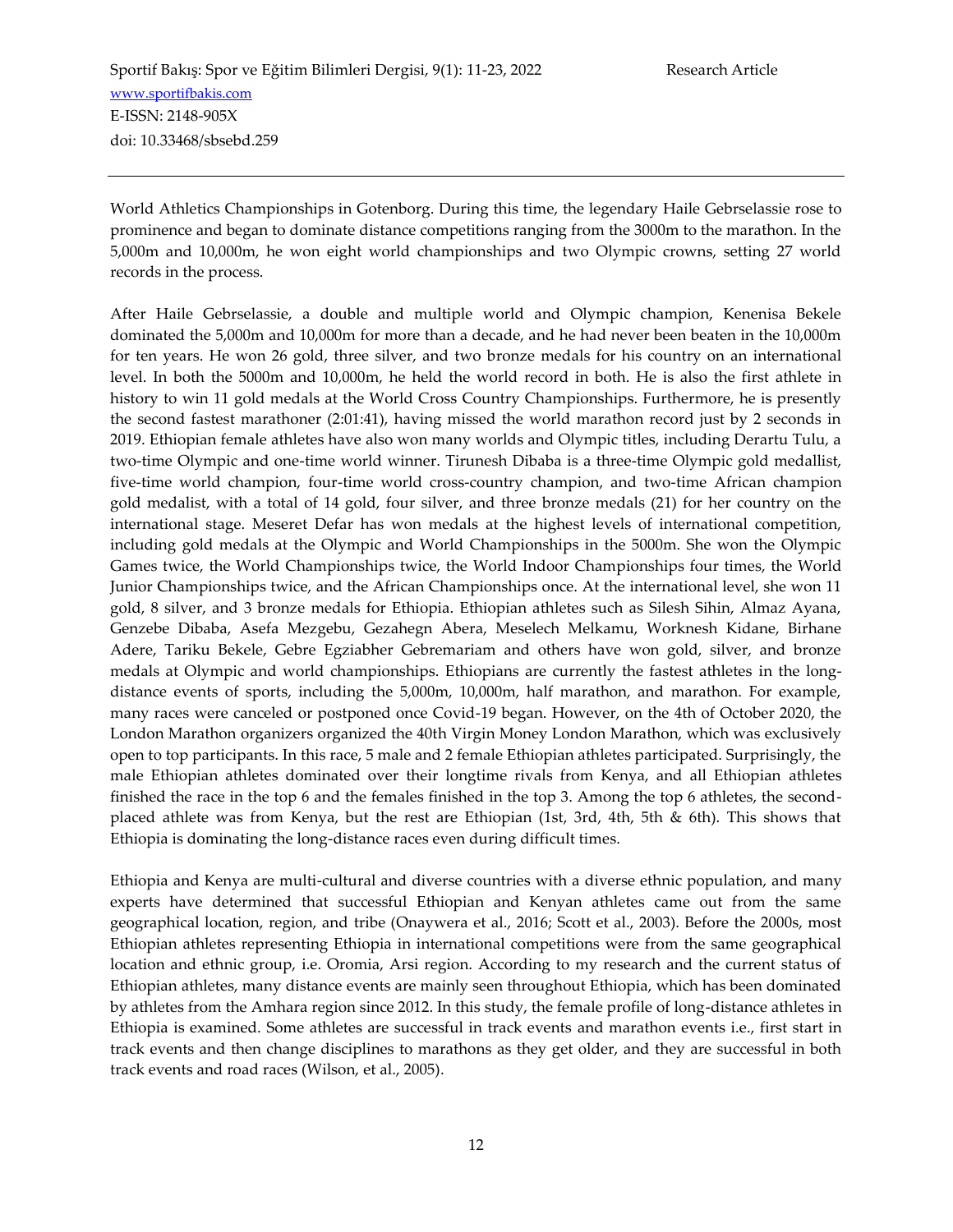World Athletics Championships in Gotenborg. During this time, the legendary Haile Gebrselassie rose to prominence and began to dominate distance competitions ranging from the 3000m to the marathon. In the 5,000m and 10,000m, he won eight world championships and two Olympic crowns, setting 27 world records in the process.

After Haile Gebrselassie, a double and multiple world and Olympic champion, Kenenisa Bekele dominated the 5,000m and 10,000m for more than a decade, and he had never been beaten in the 10,000m for ten years. He won 26 gold, three silver, and two bronze medals for his country on an international level. In both the 5000m and 10,000m, he held the world record in both. He is also the first athlete in history to win 11 gold medals at the World Cross Country Championships. Furthermore, he is presently the second fastest marathoner (2:01:41), having missed the world marathon record just by 2 seconds in 2019. Ethiopian female athletes have also won many worlds and Olympic titles, including Derartu Tulu, a two-time Olympic and one-time world winner. Tirunesh Dibaba is a three-time Olympic gold medallist, five-time world champion, four-time world cross-country champion, and two-time African champion gold medalist, with a total of 14 gold, four silver, and three bronze medals (21) for her country on the international stage. Meseret Defar has won medals at the highest levels of international competition, including gold medals at the Olympic and World Championships in the 5000m. She won the Olympic Games twice, the World Championships twice, the World Indoor Championships four times, the World Junior Championships twice, and the African Championships once. At the international level, she won 11 gold, 8 silver, and 3 bronze medals for Ethiopia. Ethiopian athletes such as Silesh Sihin, Almaz Ayana, Genzebe Dibaba, Asefa Mezgebu, Gezahegn Abera, Meselech Melkamu, Worknesh Kidane, Birhane Adere, Tariku Bekele, Gebre Egziabher Gebremariam and others have won gold, silver, and bronze medals at Olympic and world championships. Ethiopians are currently the fastest athletes in the long-distance events of sports, including the 5,000m, 10,000m, half marathon, and marathon. For example, many races were canceled or postponed once Covid-19 began. However, on the 4th of October 2020, the London Marathon organizers organized the 40th Virgin Money London Marathon, which was exclusively open to top participants. In this race, 5 male and 2 female Ethiopian athletes participated. Surprisingly, the male Ethiopian athletes dominated over their longtime rivals from Kenya, and all Ethiopian athletes finished the race in the top 6 and the females finished in the top 3. Among the top 6 athletes, the second-placed athlete was from Kenya, but the rest are Ethiopian (1st, 3rd, 4th, 5th & 6th). This shows that Ethiopia is dominating the long-distance races even during difficult times.

Ethiopia and Kenya are multi-cultural and diverse countries with a diverse ethnic population, and many experts have determined that successful Ethiopian and Kenyan athletes came out from the same geographical location, region, and tribe (Onaywera et al., 2016; Scott et al., 2003). Before the 2000s, most Ethiopian athletes representing Ethiopia in international competitions were from the same geographical location and ethnic group, i.e. Oromia, Arsi region. According to my research and the current status of Ethiopian athletes, many distance events are mainly seen throughout Ethiopia, which has been dominated by athletes from the Amhara region since 2012. In this study, the female profile of long-distance athletes in Ethiopia is examined. Some athletes are successful in track events and marathon events i.e., first start in track events and then change disciplines to marathons as they get older, and they are successful in both track events and road races (Wilson, et al., 2005).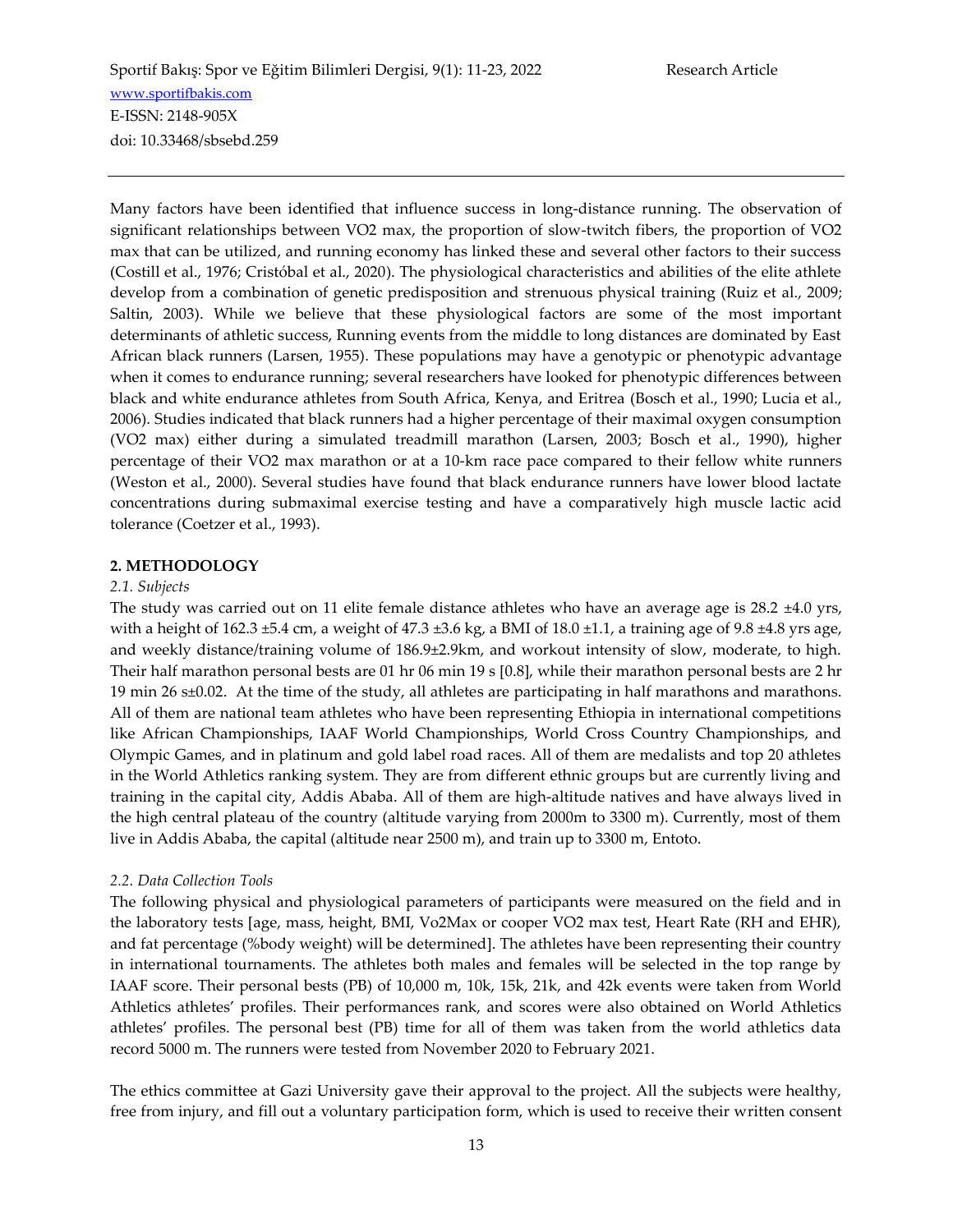Many factors have been identified that influence success in long-distance running. The observation of significant relationships between VO2 max, the proportion of slow-twitch fibers, the proportion of VO2 max that can be utilized, and running economy has linked these and several other factors to their success (Costill et al., 1976; Cristóbal et al., 2020). The physiological characteristics and abilities of the elite athlete develop from a combination of genetic predisposition and strenuous physical training (Ruiz et al., 2009; Saltin, 2003). While we believe that these physiological factors are some of the most important determinants of athletic success, Running events from the middle to long distances are dominated by East African black runners (Larsen, 1955). These populations may have a genotypic or phenotypic advantage when it comes to endurance running; several researchers have looked for phenotypic differences between black and white endurance athletes from South Africa, Kenya, and Eritrea (Bosch et al., 1990; Lucia et al., 2006). Studies indicated that black runners had a higher percentage of their maximal oxygen consumption (VO2 max) either during a simulated treadmill marathon (Larsen, 2003; Bosch et al., 1990), higher percentage of their VO2 max marathon or at a 10-km race pace compared to their fellow white runners (Weston et al., 2000). Several studies have found that black endurance runners have lower blood lactate concentrations during submaximal exercise testing and have a comparatively high muscle lactic acid tolerance (Coetzer et al., 1993).

## 2. METHODOLOGY

### *2.1. Subjects*

The study was carried out on 11 elite female distance athletes who have an average age is 28.2 ±4.0 yrs, with a height of 162.3 ±5.4 cm, a weight of 47.3 ±3.6 kg, a BMI of 18.0 ±1.1, a training age of 9.8 ±4.8 yrs age, and weekly distance/training volume of 186.9±2.9km, and workout intensity of slow, moderate, to high. Their half marathon personal bests are 01 hr 06 min 19 s [0.8], while their marathon personal bests are 2 hr 19 min 26 s±0.02. At the time of the study, all athletes are participating in half marathons and marathons. All of them are national team athletes who have been representing Ethiopia in international competitions like African Championships, IAAF World Championships, World Cross Country Championships, and Olympic Games, and in platinum and gold label road races. All of them are medalists and top 20 athletes in the World Athletics ranking system. They are from different ethnic groups but are currently living and training in the capital city, Addis Ababa. All of them are high-altitude natives and have always lived in the high central plateau of the country (altitude varying from 2000m to 3300 m). Currently, most of them live in Addis Ababa, the capital (altitude near 2500 m), and train up to 3300 m, Entoto.

### *2.2. Data Collection Tools*

The following physical and physiological parameters of participants were measured on the field and in the laboratory tests [age, mass, height, BMI, Vo2Max or cooper VO2 max test, Heart Rate (RH and EHR), and fat percentage (%body weight) will be determined]. The athletes have been representing their country in international tournaments. The athletes both males and females will be selected in the top range by IAAF score. Their personal bests (PB) of 10,000 m, 10k, 15k, 21k, and 42k events were taken from World Athletics athletes' profiles. Their performances rank, and scores were also obtained on World Athletics athletes' profiles. The personal best (PB) time for all of them was taken from the world athletics data record 5000 m. The runners were tested from November 2020 to February 2021.

The ethics committee at Gazi University gave their approval to the project. All the subjects were healthy, free from injury, and fill out a voluntary participation form, which is used to receive their written consent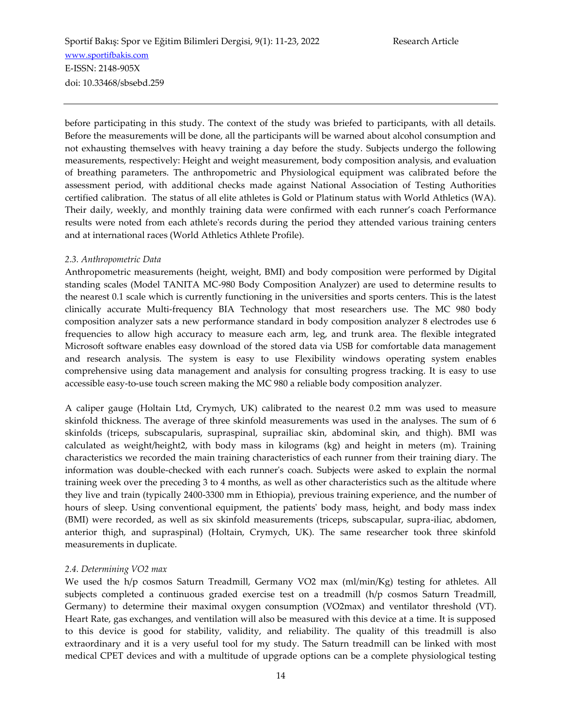before participating in this study. The context of the study was briefed to participants, with all details. Before the measurements will be done, all the participants will be warned about alcohol consumption and not exhausting themselves with heavy training a day before the study. Subjects undergo the following measurements, respectively: Height and weight measurement, body composition analysis, and evaluation of breathing parameters. The anthropometric and Physiological equipment was calibrated before the assessment period, with additional checks made against National Association of Testing Authorities certified calibration. The status of all elite athletes is Gold or Platinum status with World Athletics (WA). Their daily, weekly, and monthly training data were confirmed with each runner's coach Performance results were noted from each athlete's records during the period they attended various training centers and at international races (World Athletics Athlete Profile).

### *2.3. Anthropometric Data*

Anthropometric measurements (height, weight, BMI) and body composition were performed by Digital standing scales (Model TANITA MC-980 Body Composition Analyzer) are used to determine results to the nearest 0.1 scale which is currently functioning in the universities and sports centers. This is the latest clinically accurate Multi-frequency BIA Technology that most researchers use. The MC 980 body composition analyzer sats a new performance standard in body composition analyzer 8 electrodes use 6 frequencies to allow high accuracy to measure each arm, leg, and trunk area. The flexible integrated Microsoft software enables easy download of the stored data via USB for comfortable data management and research analysis. The system is easy to use Flexibility windows operating system enables comprehensive using data management and analysis for consulting progress tracking. It is easy to use accessible easy-to-use touch screen making the MC 980 a reliable body composition analyzer.

A caliper gauge (Holtain Ltd, Crymych, UK) calibrated to the nearest 0.2 mm was used to measure skinfold thickness. The average of three skinfold measurements was used in the analyses. The sum of 6 skinfolds (triceps, subscapularis, supraspinal, suprailiac skin, abdominal skin, and thigh). BMI was calculated as weight/height2, with body mass in kilograms (kg) and height in meters (m). Training characteristics we recorded the main training characteristics of each runner from their training diary. The information was double-checked with each runner's coach. Subjects were asked to explain the normal training week over the preceding 3 to 4 months, as well as other characteristics such as the altitude where they live and train (typically 2400-3300 mm in Ethiopia), previous training experience, and the number of hours of sleep. Using conventional equipment, the patients' body mass, height, and body mass index (BMI) were recorded, as well as six skinfold measurements (triceps, subscapular, supra-iliac, abdomen, anterior thigh, and supraspinal) (Holtain, Crymych, UK). The same researcher took three skinfold measurements in duplicate.

### *2.4. Determining VO2 max*

We used the h/p cosmos Saturn Treadmill, Germany VO2 max (ml/min/Kg) testing for athletes. All subjects completed a continuous graded exercise test on a treadmill (h/p cosmos Saturn Treadmill, Germany) to determine their maximal oxygen consumption (VO2max) and ventilator threshold (VT). Heart Rate, gas exchanges, and ventilation will also be measured with this device at a time. It is supposed to this device is good for stability, validity, and reliability. The quality of this treadmill is also extraordinary and it is a very useful tool for my study. The Saturn treadmill can be linked with most medical CPET devices and with a multitude of upgrade options can be a complete physiological testing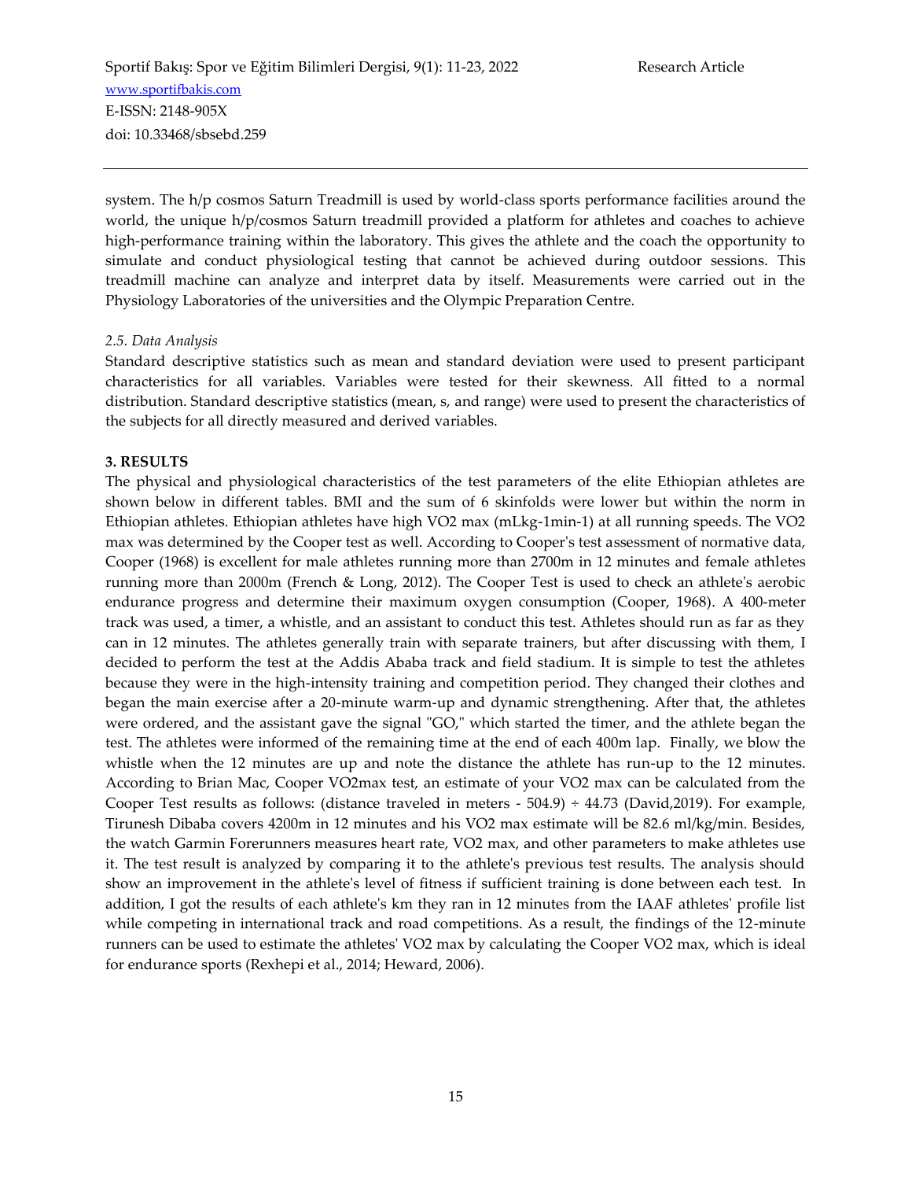system. The h/p cosmos Saturn Treadmill is used by world-class sports performance facilities around the world, the unique h/p/cosmos Saturn treadmill provided a platform for athletes and coaches to achieve high-performance training within the laboratory. This gives the athlete and the coach the opportunity to simulate and conduct physiological testing that cannot be achieved during outdoor sessions. This treadmill machine can analyze and interpret data by itself. Measurements were carried out in the Physiology Laboratories of the universities and the Olympic Preparation Centre.

*2.5. Data Analysis*

Standard descriptive statistics such as mean and standard deviation were used to present participant characteristics for all variables. Variables were tested for their skewness. All fitted to a normal distribution. Standard descriptive statistics (mean, s, and range) were used to present the characteristics of the subjects for all directly measured and derived variables.

## 3. RESULTS

The physical and physiological characteristics of the test parameters of the elite Ethiopian athletes are shown below in different tables. BMI and the sum of 6 skinfolds were lower but within the norm in Ethiopian athletes. Ethiopian athletes have high VO2 max (mLkg-1min-1) at all running speeds. The VO2 max was determined by the Cooper test as well. According to Cooper's test assessment of normative data, Cooper (1968) is excellent for male athletes running more than 2700m in 12 minutes and female athletes running more than 2000m (French & Long, 2012). The Cooper Test is used to check an athlete's aerobic endurance progress and determine their maximum oxygen consumption (Cooper, 1968). A 400-meter track was used, a timer, a whistle, and an assistant to conduct this test. Athletes should run as far as they can in 12 minutes. The athletes generally train with separate trainers, but after discussing with them, I decided to perform the test at the Addis Ababa track and field stadium. It is simple to test the athletes because they were in the high-intensity training and competition period. They changed their clothes and began the main exercise after a 20-minute warm-up and dynamic strengthening. After that, the athletes were ordered, and the assistant gave the signal "GO," which started the timer, and the athlete began the test. The athletes were informed of the remaining time at the end of each 400m lap. Finally, we blow the whistle when the 12 minutes are up and note the distance the athlete has run-up to the 12 minutes. According to Brian Mac, Cooper VO2max test, an estimate of your VO2 max can be calculated from the Cooper Test results as follows: (distance traveled in meters - 504.9) ÷ 44.73 (David,2019). For example, Tirunesh Dibaba covers 4200m in 12 minutes and his VO2 max estimate will be 82.6 ml/kg/min. Besides, the watch Garmin Forerunners measures heart rate, VO2 max, and other parameters to make athletes use it. The test result is analyzed by comparing it to the athlete's previous test results. The analysis should show an improvement in the athlete's level of fitness if sufficient training is done between each test. In addition, I got the results of each athlete's km they ran in 12 minutes from the IAAF athletes' profile list while competing in international track and road competitions. As a result, the findings of the 12-minute runners can be used to estimate the athletes' VO2 max by calculating the Cooper VO2 max, which is ideal for endurance sports (Rexhepi et al., 2014; Heward, 2006).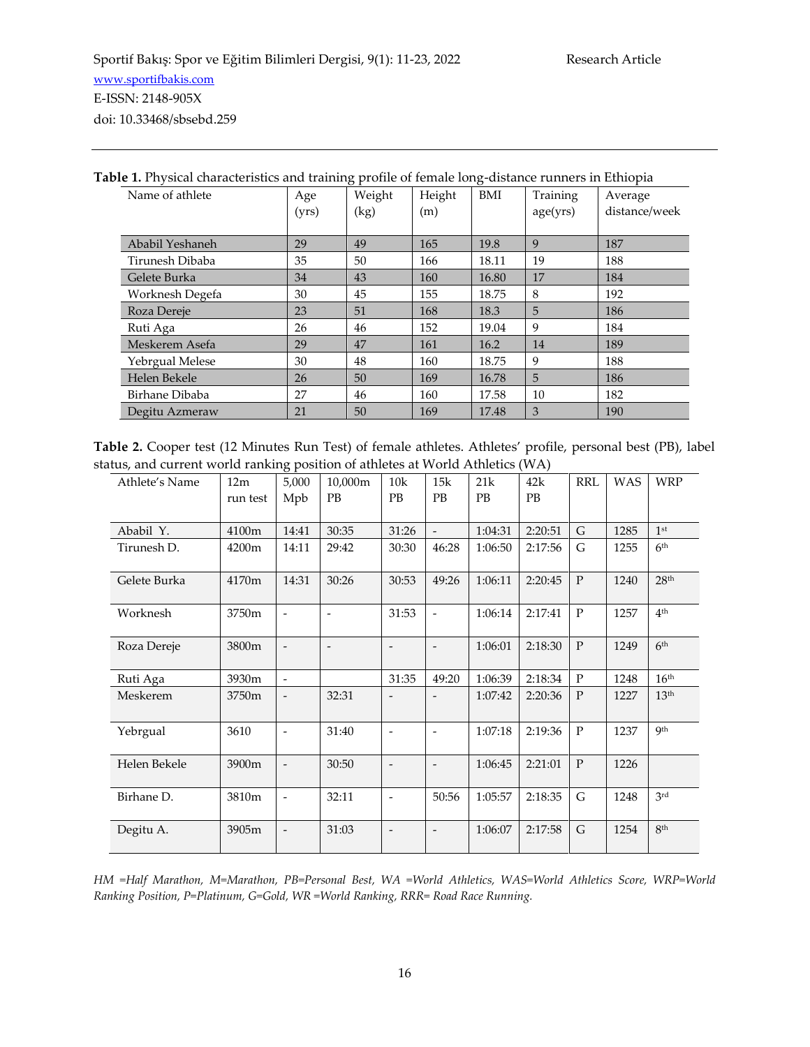**Table 1.** Physical characteristics and training profile of female long-distance runners in Ethiopia

| Name of athlete | Age (yrs) | Weight (kg) | Height (m) | BMI | Training age(yrs) | Average distance/week |
|---|---|---|---|---|---|---|
| Ababil Yeshaneh | 29 | 49 | 165 | 19.8 | 9 | 187 |
| Tirunesh Dibaba | 35 | 50 | 166 | 18.11 | 19 | 188 |
| Gelete Burka | 34 | 43 | 160 | 16.80 | 17 | 184 |
| Worknesh Degefa | 30 | 45 | 155 | 18.75 | 8 | 192 |
| Roza Dereje | 23 | 51 | 168 | 18.3 | 5 | 186 |
| Ruti Aga | 26 | 46 | 152 | 19.04 | 9 | 184 |
| Meskerem Asefa | 29 | 47 | 161 | 16.2 | 14 | 189 |
| Yebrgual Melese | 30 | 48 | 160 | 18.75 | 9 | 188 |
| Helen Bekele | 26 | 50 | 169 | 16.78 | 5 | 186 |
| Birhane Dibaba | 27 | 46 | 160 | 17.58 | 10 | 182 |
| Degitu Azmeraw | 21 | 50 | 169 | 17.48 | 3 | 190 |

**Table 2.** Cooper test (12 Minutes Run Test) of female athletes. Athletes' profile, personal best (PB), label status, and current world ranking position of athletes at World Athletics (WA)

| Athlete's Name | 12m run test | 5,000 Mpb | 10,000m PB | 10k PB | 15k PB | 21k PB | 42k PB | RRL | WAS | WRP |
|---|---|---|---|---|---|---|---|---|---|---|
| Ababil Y. | 4100m | 14:41 | 30:35 | 31:26 | - | 1:04:31 | 2:20:51 | G | 1285 | 1st |
| Tirunesh D. | 4200m | 14:11 | 29:42 | 30:30 | 46:28 | 1:06:50 | 2:17:56 | G | 1255 | 6th |
| Gelete Burka | 4170m | 14:31 | 30:26 | 30:53 | 49:26 | 1:06:11 | 2:20:45 | P | 1240 | 28th |
| Worknesh | 3750m | - | - | 31:53 | - | 1:06:14 | 2:17:41 | P | 1257 | 4th |
| Roza Dereje | 3800m | - | - | - | - | 1:06:01 | 2:18:30 | P | 1249 | 6th |
| Ruti Aga | 3930m | - | | 31:35 | 49:20 | 1:06:39 | 2:18:34 | P | 1248 | 16th |
| Meskerem | 3750m | - | 32:31 | - | - | 1:07:42 | 2:20:36 | P | 1227 | 13th |
| Yebrgual | 3610 | - | 31:40 | - | - | 1:07:18 | 2:19:36 | P | 1237 | 9th |
| Helen Bekele | 3900m | - | 30:50 | - | - | 1:06:45 | 2:21:01 | P | 1226 | |
| Birhane D. | 3810m | - | 32:11 | - | 50:56 | 1:05:57 | 2:18:35 | G | 1248 | 3rd |
| Degitu A. | 3905m | - | 31:03 | - | - | 1:06:07 | 2:17:58 | G | 1254 | 8th |

*HM =Half Marathon, M=Marathon, PB=Personal Best, WA =World Athletics, WAS=World Athletics Score, WRP=World Ranking Position, P=Platinum, G=Gold, WR =World Ranking, RRR= Road Race Running.*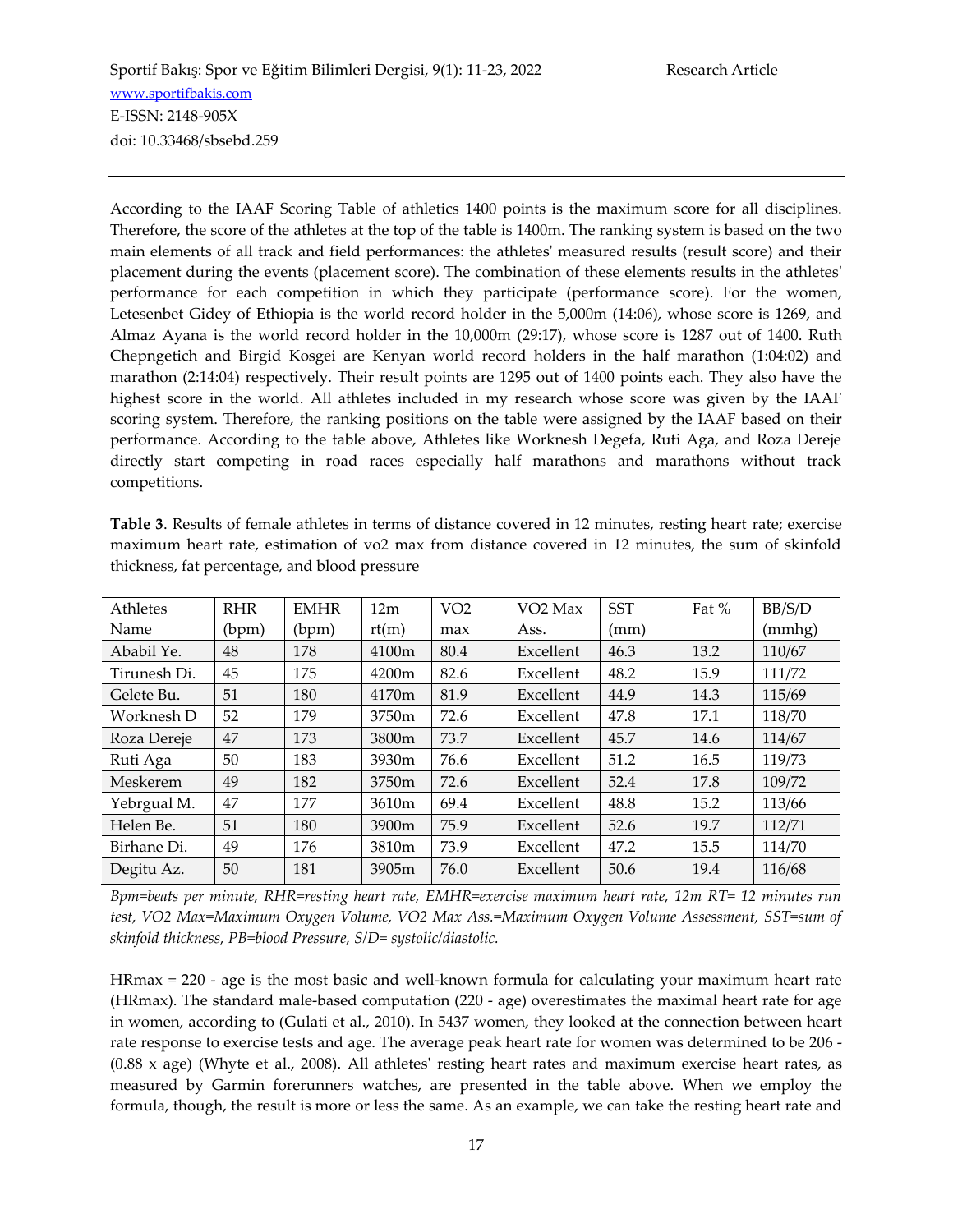According to the IAAF Scoring Table of athletics 1400 points is the maximum score for all disciplines. Therefore, the score of the athletes at the top of the table is 1400m. The ranking system is based on the two main elements of all track and field performances: the athletes' measured results (result score) and their placement during the events (placement score). The combination of these elements results in the athletes' performance for each competition in which they participate (performance score). For the women, Letesenbet Gidey of Ethiopia is the world record holder in the 5,000m (14:06), whose score is 1269, and Almaz Ayana is the world record holder in the 10,000m (29:17), whose score is 1287 out of 1400. Ruth Chepngetich and Birgid Kosgei are Kenyan world record holders in the half marathon (1:04:02) and marathon (2:14:04) respectively. Their result points are 1295 out of 1400 points each. They also have the highest score in the world. All athletes included in my research whose score was given by the IAAF scoring system. Therefore, the ranking positions on the table were assigned by the IAAF based on their performance. According to the table above, Athletes like Worknesh Degefa, Ruti Aga, and Roza Dereje directly start competing in road races especially half marathons and marathons without track competitions.

**Table 3**. Results of female athletes in terms of distance covered in 12 minutes, resting heart rate; exercise maximum heart rate, estimation of vo2 max from distance covered in 12 minutes, the sum of skinfold thickness, fat percentage, and blood pressure

| Athletes Name | RHR (bpm) | EMHR (bpm) | 12m rt(m) | VO2 max | VO2 Max Ass. | SST (mm) | Fat % | BB/S/D (mmhg) |
|---|---|---|---|---|---|---|---|---|
| Ababil Ye. | 48 | 178 | 4100m | 80.4 | Excellent | 46.3 | 13.2 | 110/67 |
| Tirunesh Di. | 45 | 175 | 4200m | 82.6 | Excellent | 48.2 | 15.9 | 111/72 |
| Gelete Bu. | 51 | 180 | 4170m | 81.9 | Excellent | 44.9 | 14.3 | 115/69 |
| Worknesh D | 52 | 179 | 3750m | 72.6 | Excellent | 47.8 | 17.1 | 118/70 |
| Roza Dereje | 47 | 173 | 3800m | 73.7 | Excellent | 45.7 | 14.6 | 114/67 |
| Ruti Aga | 50 | 183 | 3930m | 76.6 | Excellent | 51.2 | 16.5 | 119/73 |
| Meskerem | 49 | 182 | 3750m | 72.6 | Excellent | 52.4 | 17.8 | 109/72 |
| Yebrgual M. | 47 | 177 | 3610m | 69.4 | Excellent | 48.8 | 15.2 | 113/66 |
| Helen Be. | 51 | 180 | 3900m | 75.9 | Excellent | 52.6 | 19.7 | 112/71 |
| Birhane Di. | 49 | 176 | 3810m | 73.9 | Excellent | 47.2 | 15.5 | 114/70 |
| Degitu Az. | 50 | 181 | 3905m | 76.0 | Excellent | 50.6 | 19.4 | 116/68 |

*Bpm=beats per minute, RHR=resting heart rate, EMHR=exercise maximum heart rate, 12m RT= 12 minutes run test, VO2 Max=Maximum Oxygen Volume, VO2 Max Ass.=Maximum Oxygen Volume Assessment, SST=sum of skinfold thickness, PB=blood Pressure, S/D= systolic/diastolic.*

HRmax = 220 - age is the most basic and well-known formula for calculating your maximum heart rate (HRmax). The standard male-based computation (220 - age) overestimates the maximal heart rate for age in women, according to (Gulati et al., 2010). In 5437 women, they looked at the connection between heart rate response to exercise tests and age. The average peak heart rate for women was determined to be 206 - (0.88 x age) (Whyte et al., 2008). All athletes' resting heart rates and maximum exercise heart rates, as measured by Garmin forerunners watches, are presented in the table above. When we employ the formula, though, the result is more or less the same. As an example, we can take the resting heart rate and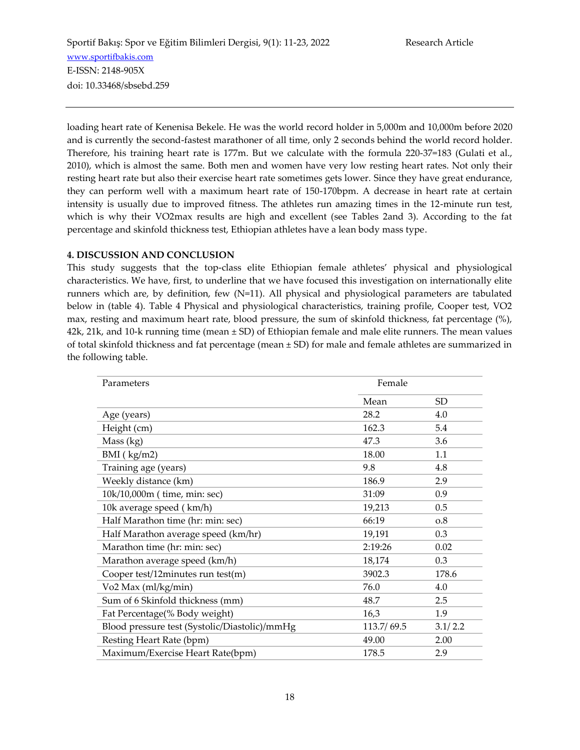loading heart rate of Kenenisa Bekele. He was the world record holder in 5,000m and 10,000m before 2020 and is currently the second-fastest marathoner of all time, only 2 seconds behind the world record holder. Therefore, his training heart rate is 177m. But we calculate with the formula 220-37=183 (Gulati et al., 2010), which is almost the same. Both men and women have very low resting heart rates. Not only their resting heart rate but also their exercise heart rate sometimes gets lower. Since they have great endurance, they can perform well with a maximum heart rate of 150-170bpm. A decrease in heart rate at certain intensity is usually due to improved fitness. The athletes run amazing times in the 12-minute run test, which is why their VO2max results are high and excellent (see Tables 2and 3). According to the fat percentage and skinfold thickness test, Ethiopian athletes have a lean body mass type.

## 4. DISCUSSION AND CONCLUSION

This study suggests that the top-class elite Ethiopian female athletes' physical and physiological characteristics. We have, first, to underline that we have focused this investigation on internationally elite runners which are, by definition, few (N=11). All physical and physiological parameters are tabulated below in (table 4). Table 4 Physical and physiological characteristics, training profile, Cooper test, VO2 max, resting and maximum heart rate, blood pressure, the sum of skinfold thickness, fat percentage (%), 42k, 21k, and 10-k running time (mean ± SD) of Ethiopian female and male elite runners. The mean values of total skinfold thickness and fat percentage (mean ± SD) for male and female athletes are summarized in the following table.

| Parameters | Female | |
|---|---|---|
| | Mean | SD |
| Age (years) | 28.2 | 4.0 |
| Height (cm) | 162.3 | 5.4 |
| Mass (kg) | 47.3 | 3.6 |
| BMI ( kg/m2) | 18.00 | 1.1 |
| Training age (years) | 9.8 | 4.8 |
| Weekly distance (km) | 186.9 | 2.9 |
| 10k/10,000m ( time, min: sec) | 31:09 | 0.9 |
| 10k average speed ( km/h) | 19,213 | 0.5 |
| Half Marathon time (hr: min: sec) | 66:19 | o.8 |
| Half Marathon average speed (km/hr) | 19,191 | 0.3 |
| Marathon time (hr: min: sec) | 2:19:26 | 0.02 |
| Marathon average speed (km/h) | 18,174 | 0.3 |
| Cooper test/12minutes run test(m) | 3902.3 | 178.6 |
| Vo2 Max (ml/kg/min) | 76.0 | 4.0 |
| Sum of 6 Skinfold thickness (mm) | 48.7 | 2.5 |
| Fat Percentage(% Body weight) | 16,3 | 1.9 |
| Blood pressure test (Systolic/Diastolic)/mmHg | 113.7/ 69.5 | 3.1/ 2.2 |
| Resting Heart Rate (bpm) | 49.00 | 2.00 |
| Maximum/Exercise Heart Rate(bpm) | 178.5 | 2.9 |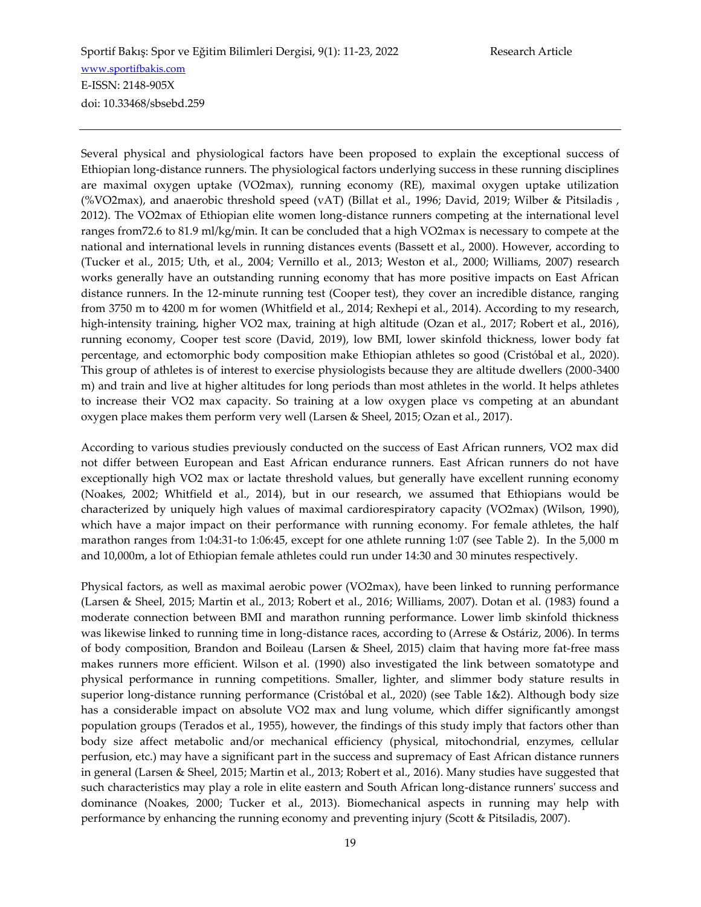Several physical and physiological factors have been proposed to explain the exceptional success of Ethiopian long-distance runners. The physiological factors underlying success in these running disciplines are maximal oxygen uptake (VO2max), running economy (RE), maximal oxygen uptake utilization (%VO2max), and anaerobic threshold speed (vAT) (Billat et al., 1996; David, 2019; Wilber & Pitsiladis , 2012). The VO2max of Ethiopian elite women long-distance runners competing at the international level ranges from72.6 to 81.9 ml/kg/min. It can be concluded that a high VO2max is necessary to compete at the national and international levels in running distances events (Bassett et al., 2000). However, according to (Tucker et al., 2015; Uth, et al., 2004; Vernillo et al., 2013; Weston et al., 2000; Williams, 2007) research works generally have an outstanding running economy that has more positive impacts on East African distance runners. In the 12-minute running test (Cooper test), they cover an incredible distance, ranging from 3750 m to 4200 m for women (Whitfield et al., 2014; Rexhepi et al., 2014). According to my research, high-intensity training, higher VO2 max, training at high altitude (Ozan et al., 2017; Robert et al., 2016), running economy, Cooper test score (David, 2019), low BMI, lower skinfold thickness, lower body fat percentage, and ectomorphic body composition make Ethiopian athletes so good (Cristóbal et al., 2020). This group of athletes is of interest to exercise physiologists because they are altitude dwellers (2000-3400 m) and train and live at higher altitudes for long periods than most athletes in the world. It helps athletes to increase their VO2 max capacity. So training at a low oxygen place vs competing at an abundant oxygen place makes them perform very well (Larsen & Sheel, 2015; Ozan et al., 2017).

According to various studies previously conducted on the success of East African runners, VO2 max did not differ between European and East African endurance runners. East African runners do not have exceptionally high VO2 max or lactate threshold values, but generally have excellent running economy (Noakes, 2002; Whitfield et al., 2014), but in our research, we assumed that Ethiopians would be characterized by uniquely high values of maximal cardiorespiratory capacity (VO2max) (Wilson, 1990), which have a major impact on their performance with running economy. For female athletes, the half marathon ranges from 1:04:31-to 1:06:45, except for one athlete running 1:07 (see Table 2). In the 5,000 m and 10,000m, a lot of Ethiopian female athletes could run under 14:30 and 30 minutes respectively.

Physical factors, as well as maximal aerobic power (VO2max), have been linked to running performance (Larsen & Sheel, 2015; Martin et al., 2013; Robert et al., 2016; Williams, 2007). Dotan et al. (1983) found a moderate connection between BMI and marathon running performance. Lower limb skinfold thickness was likewise linked to running time in long-distance races, according to (Arrese & Ostáriz, 2006). In terms of body composition, Brandon and Boileau (Larsen & Sheel, 2015) claim that having more fat-free mass makes runners more efficient. Wilson et al. (1990) also investigated the link between somatotype and physical performance in running competitions. Smaller, lighter, and slimmer body stature results in superior long-distance running performance (Cristóbal et al., 2020) (see Table 1&2). Although body size has a considerable impact on absolute VO2 max and lung volume, which differ significantly amongst population groups (Terados et al., 1955), however, the findings of this study imply that factors other than body size affect metabolic and/or mechanical efficiency (physical, mitochondrial, enzymes, cellular perfusion, etc.) may have a significant part in the success and supremacy of East African distance runners in general (Larsen & Sheel, 2015; Martin et al., 2013; Robert et al., 2016). Many studies have suggested that such characteristics may play a role in elite eastern and South African long-distance runners' success and dominance (Noakes, 2000; Tucker et al., 2013). Biomechanical aspects in running may help with performance by enhancing the running economy and preventing injury (Scott & Pitsiladis, 2007).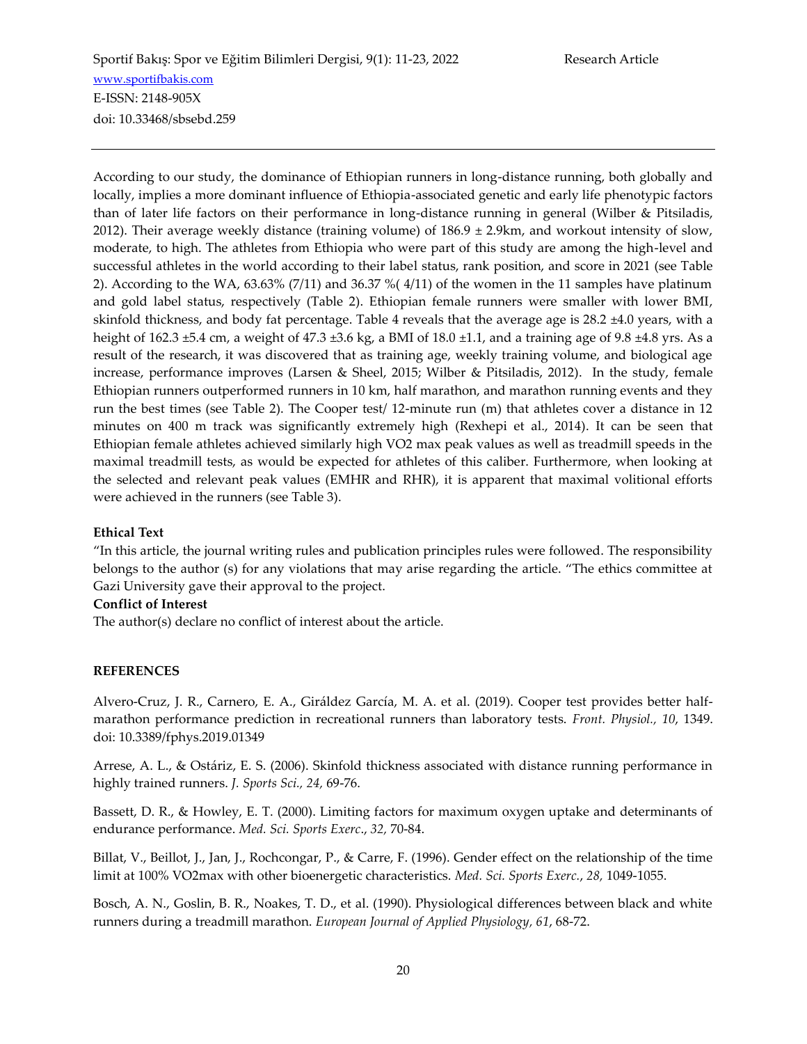According to our study, the dominance of Ethiopian runners in long-distance running, both globally and locally, implies a more dominant influence of Ethiopia-associated genetic and early life phenotypic factors than of later life factors on their performance in long-distance running in general (Wilber & Pitsiladis, 2012). Their average weekly distance (training volume) of 186.9 ± 2.9km, and workout intensity of slow, moderate, to high. The athletes from Ethiopia who were part of this study are among the high-level and successful athletes in the world according to their label status, rank position, and score in 2021 (see Table 2). According to the WA, 63.63% (7/11) and 36.37 %( 4/11) of the women in the 11 samples have platinum and gold label status, respectively (Table 2). Ethiopian female runners were smaller with lower BMI, skinfold thickness, and body fat percentage. Table 4 reveals that the average age is 28.2 ±4.0 years, with a height of 162.3 ±5.4 cm, a weight of 47.3 ±3.6 kg, a BMI of 18.0 ±1.1, and a training age of 9.8 ±4.8 yrs. As a result of the research, it was discovered that as training age, weekly training volume, and biological age increase, performance improves (Larsen & Sheel, 2015; Wilber & Pitsiladis, 2012). In the study, female Ethiopian runners outperformed runners in 10 km, half marathon, and marathon running events and they run the best times (see Table 2). The Cooper test/ 12-minute run (m) that athletes cover a distance in 12 minutes on 400 m track was significantly extremely high (Rexhepi et al., 2014). It can be seen that Ethiopian female athletes achieved similarly high VO2 max peak values as well as treadmill speeds in the maximal treadmill tests, as would be expected for athletes of this caliber. Furthermore, when looking at the selected and relevant peak values (EMHR and RHR), it is apparent that maximal volitional efforts were achieved in the runners (see Table 3).

**Ethical Text**

"In this article, the journal writing rules and publication principles rules were followed. The responsibility belongs to the author (s) for any violations that may arise regarding the article. "The ethics committee at Gazi University gave their approval to the project.

**Conflict of Interest**

The author(s) declare no conflict of interest about the article.

**REFERENCES**

Alvero-Cruz, J. R., Carnero, E. A., Giráldez García, M. A. et al. (2019). Cooper test provides better half-marathon performance prediction in recreational runners than laboratory tests. *Front. Physiol., 10*, 1349. doi: 10.3389/fphys.2019.01349

Arrese, A. L., & Ostáriz, E. S. (2006). Skinfold thickness associated with distance running performance in highly trained runners. *J. Sports Sci., 24,* 69-76.

Bassett, D. R., & Howley, E. T. (2000). Limiting factors for maximum oxygen uptake and determinants of endurance performance. *Med. Sci. Sports Exerc*., *32,* 70-84.

Billat, V., Beillot, J., Jan, J., Rochcongar, P., & Carre, F. (1996). Gender effect on the relationship of the time limit at 100% VO2max with other bioenergetic characteristics. *Med. Sci. Sports Exerc.*, *28,* 1049-1055.

Bosch, A. N., Goslin, B. R., Noakes, T. D., et al. (1990). Physiological differences between black and white runners during a treadmill marathon. *European Journal of Applied Physiology, 61*, 68-72.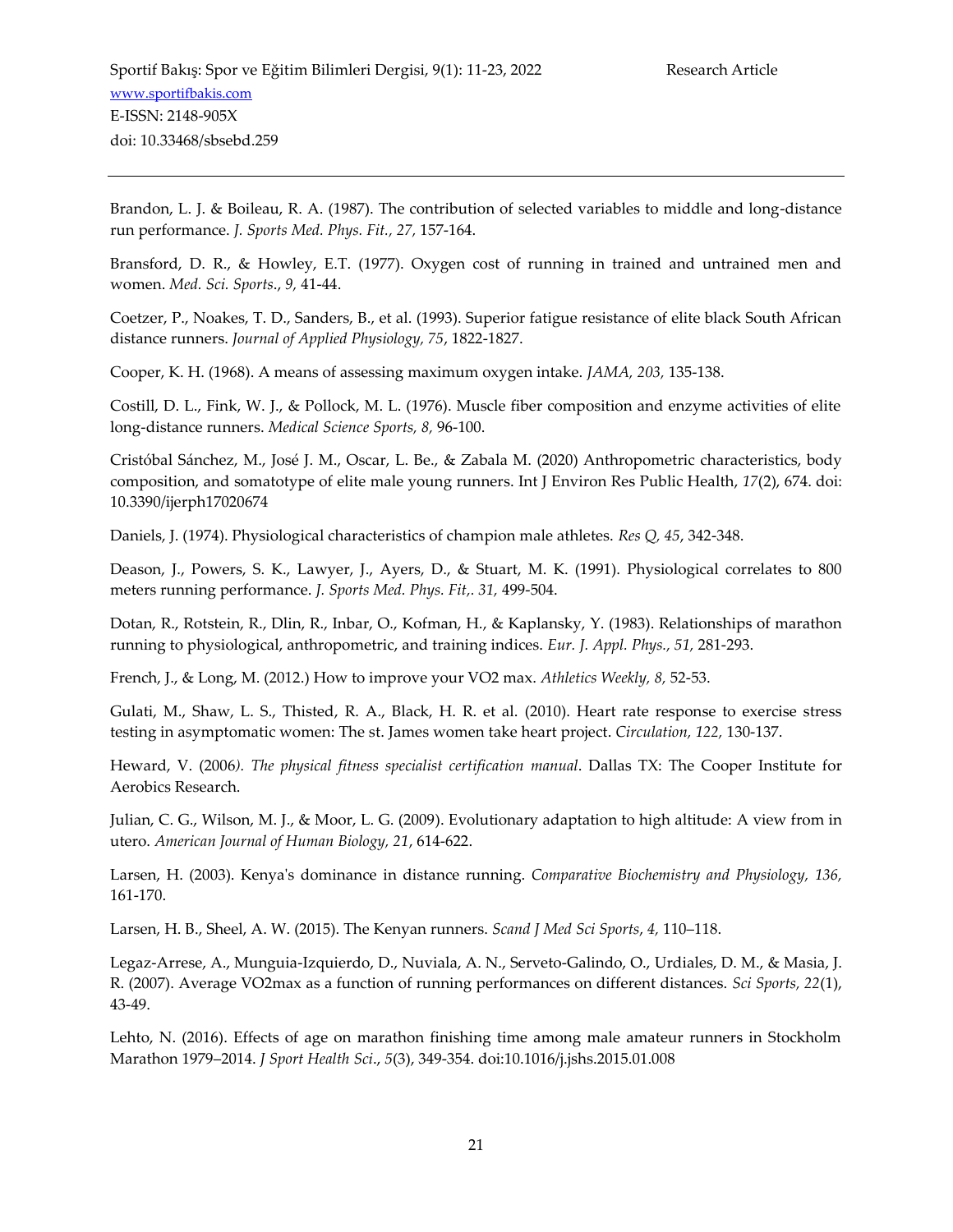Brandon, L. J. & Boileau, R. A. (1987). The contribution of selected variables to middle and long-distance run performance. *J. Sports Med. Phys. Fit., 27,* 157-164.

Bransford, D. R., & Howley, E.T. (1977). Oxygen cost of running in trained and untrained men and women. *Med. Sci. Sports*., *9,* 41-44.

Coetzer, P., Noakes, T. D., Sanders, B., et al. (1993). Superior fatigue resistance of elite black South African distance runners. *Journal of Applied Physiology, 75*, 1822-1827.

Cooper, K. H. (1968). A means of assessing maximum oxygen intake. *JAMA, 203,* 135-138.

Costill, D. L., Fink, W. J., & Pollock, M. L. (1976). Muscle fiber composition and enzyme activities of elite long-distance runners. *Medical Science Sports, 8,* 96-100.

Cristóbal Sánchez, M., José J. M., Oscar, L. Be., & Zabala M. (2020) Anthropometric characteristics, body composition, and somatotype of elite male young runners. Int J Environ Res Public Health, *17*(2), 674. doi: 10.3390/ijerph17020674

Daniels, J. (1974). Physiological characteristics of champion male athletes. *Res Q, 45*, 342-348.

Deason, J., Powers, S. K., Lawyer, J., Ayers, D., & Stuart, M. K. (1991). Physiological correlates to 800 meters running performance. *J. Sports Med. Phys. Fit,. 31,* 499-504.

Dotan, R., Rotstein, R., Dlin, R., Inbar, O., Kofman, H., & Kaplansky, Y. (1983). Relationships of marathon running to physiological, anthropometric, and training indices. *Eur. J. Appl. Phys., 51,* 281-293.

French, J., & Long, M. (2012.) How to improve your VO2 max. *Athletics Weekly, 8,* 52-53.

Gulati, M., Shaw, L. S., Thisted, R. A., Black, H. R. et al. (2010). Heart rate response to exercise stress testing in asymptomatic women: The st. James women take heart project. *Circulation, 122,* 130-137.

Heward, V. (2006*). The physical fitness specialist certification manual*. Dallas TX: The Cooper Institute for Aerobics Research.

Julian, C. G., Wilson, M. J., & Moor, L. G. (2009). Evolutionary adaptation to high altitude: A view from in utero. *American Journal of Human Biology, 21*, 614-622.

Larsen, H. (2003). Kenya's dominance in distance running. *Comparative Biochemistry and Physiology, 136,* 161-170.

Larsen, H. B., Sheel, A. W. (2015). The Kenyan runners. *Scand J Med Sci Sports*, *4,* 110–118.

Legaz-Arrese, A., Munguia-Izquierdo, D., Nuviala, A. N., Serveto-Galindo, O., Urdiales, D. M., & Masia, J. R. (2007). Average VO2max as a function of running performances on different distances. *Sci Sports, 22*(1), 43-49.

Lehto, N. (2016). Effects of age on marathon finishing time among male amateur runners in Stockholm Marathon 1979–2014. *J Sport Health Sci*., *5*(3), 349-354. doi:10.1016/j.jshs.2015.01.008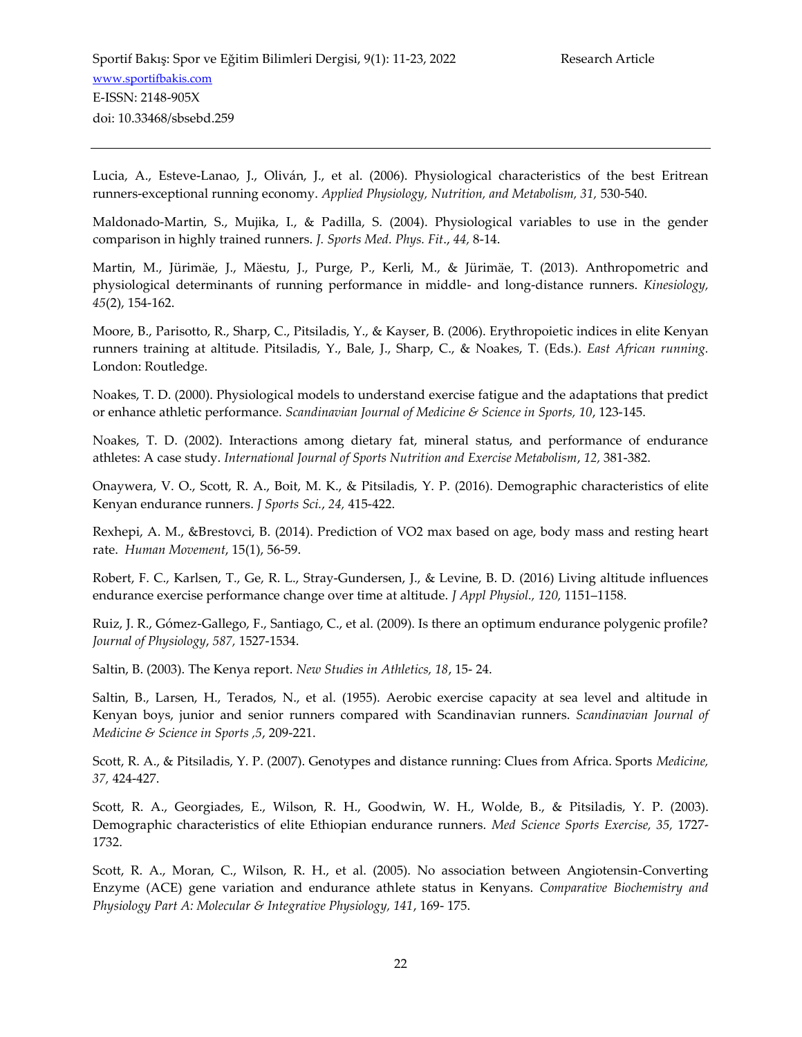Lucia, A., Esteve-Lanao, J., Oliván, J., et al. (2006). Physiological characteristics of the best Eritrean runners-exceptional running economy. *Applied Physiology, Nutrition, and Metabolism, 31,* 530-540.

Maldonado-Martin, S., Mujika, I., & Padilla, S. (2004). Physiological variables to use in the gender comparison in highly trained runners. *J. Sports Med. Phys. Fit*., *44,* 8-14.

Martin, M., Jürimäe, J., Mäestu, J., Purge, P., Kerli, M., & Jürimäe, T. (2013). Anthropometric and physiological determinants of running performance in middle- and long-distance runners. *Kinesiology, 45*(2), 154-162.

Moore, B., Parisotto, R., Sharp, C., Pitsiladis, Y., & Kayser, B. (2006). Erythropoietic indices in elite Kenyan runners training at altitude. Pitsiladis, Y., Bale, J., Sharp, C., & Noakes, T. (Eds.). *East African running.* London: Routledge.

Noakes, T. D. (2000). Physiological models to understand exercise fatigue and the adaptations that predict or enhance athletic performance. *Scandinavian Journal of Medicine & Science in Sports, 10*, 123-145.

Noakes, T. D. (2002). Interactions among dietary fat, mineral status, and performance of endurance athletes: A case study. *International Journal of Sports Nutrition and Exercise Metabolism*, *12,* 381-382.

Onaywera, V. O., Scott, R. A., Boit, M. K., & Pitsiladis, Y. P. (2016). Demographic characteristics of elite Kenyan endurance runners. *J Sports Sci.*, *24,* 415-422.

Rexhepi, A. M., &Brestovci, B. (2014). Prediction of VO2 max based on age, body mass and resting heart rate. *Human Movement*, 15(1), 56-59.

Robert, F. C., Karlsen, T., Ge, R. L., Stray-Gundersen, J., & Levine, B. D. (2016) Living altitude influences endurance exercise performance change over time at altitude. *J Appl Physiol., 120,* 1151–1158.

Ruiz, J. R., Gómez-Gallego, F., Santiago, C., et al. (2009). Is there an optimum endurance polygenic profile? *Journal of Physiology*, *587,* 1527-1534.

Saltin, B. (2003). The Kenya report. *New Studies in Athletics, 18*, 15- 24.

Saltin, B., Larsen, H., Terados, N., et al. (1955). Aerobic exercise capacity at sea level and altitude in Kenyan boys, junior and senior runners compared with Scandinavian runners. *Scandinavian Journal of Medicine & Science in Sports ,5*, 209-221.

Scott, R. A., & Pitsiladis, Y. P. (2007). Genotypes and distance running: Clues from Africa. Sports *Medicine, 37,* 424-427.

Scott, R. A., Georgiades, E., Wilson, R. H., Goodwin, W. H., Wolde, B., & Pitsiladis, Y. P. (2003). Demographic characteristics of elite Ethiopian endurance runners. *Med Science Sports Exercise, 35,* 1727-1732.

Scott, R. A., Moran, C., Wilson, R. H., et al. (2005). No association between Angiotensin-Converting Enzyme (ACE) gene variation and endurance athlete status in Kenyans. *Comparative Biochemistry and Physiology Part A: Molecular & Integrative Physiology, 141*, 169- 175.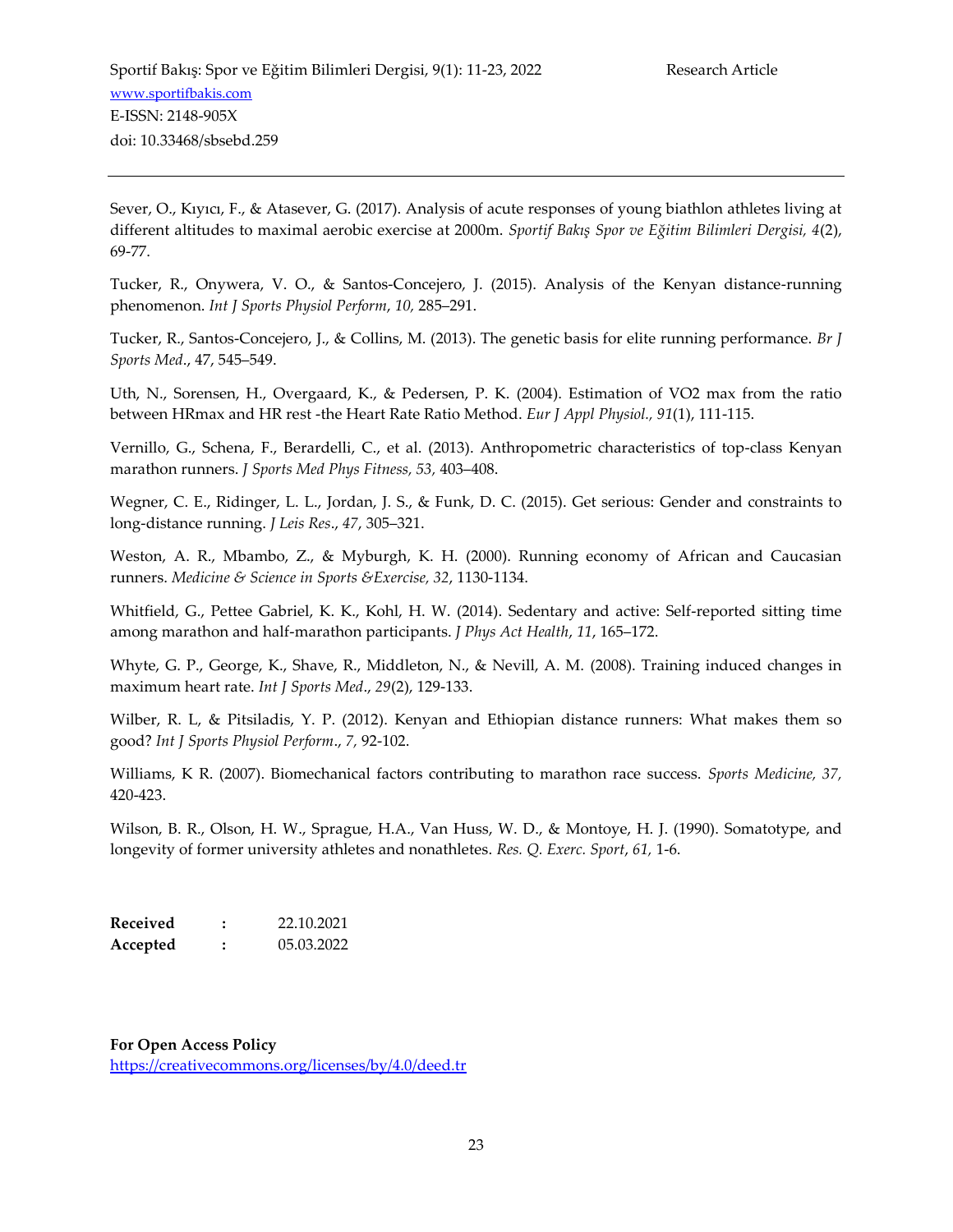Sever, O., Kıyıcı, F., & Atasever, G. (2017). Analysis of acute responses of young biathlon athletes living at different altitudes to maximal aerobic exercise at 2000m. *Sportif Bakış Spor ve Eğitim Bilimleri Dergisi, 4*(2), 69-77.

Tucker, R., Onywera, V. O., & Santos-Concejero, J. (2015). Analysis of the Kenyan distance-running phenomenon. *Int J Sports Physiol Perform*, *10,* 285–291.

Tucker, R., Santos-Concejero, J., & Collins, M. (2013). The genetic basis for elite running performance. *Br J Sports Med*., 47, 545–549.

Uth, N., Sorensen, H., Overgaard, K., & Pedersen, P. K. (2004). Estimation of VO2 max from the ratio between HRmax and HR rest -the Heart Rate Ratio Method. *Eur J Appl Physiol., 91*(1), 111-115.

Vernillo, G., Schena, F., Berardelli, C., et al. (2013). Anthropometric characteristics of top-class Kenyan marathon runners. *J Sports Med Phys Fitness, 53,* 403–408.

Wegner, C. E., Ridinger, L. L., Jordan, J. S., & Funk, D. C. (2015). Get serious: Gender and constraints to long-distance running. *J Leis Res*., *47*, 305–321.

Weston, A. R., Mbambo, Z., & Myburgh, K. H. (2000). Running economy of African and Caucasian runners. *Medicine & Science in Sports &Exercise, 32*, 1130-1134.

Whitfield, G., Pettee Gabriel, K. K., Kohl, H. W. (2014). Sedentary and active: Self-reported sitting time among marathon and half-marathon participants. *J Phys Act Health*, *11*, 165–172.

Whyte, G. P., George, K., Shave, R., Middleton, N., & Nevill, A. M. (2008). Training induced changes in maximum heart rate. *Int J Sports Med*., *29*(2), 129-133.

Wilber, R. L, & Pitsiladis, Y. P. (2012). Kenyan and Ethiopian distance runners: What makes them so good? *Int J Sports Physiol Perform*., *7,* 92-102.

Williams, K R. (2007). Biomechanical factors contributing to marathon race success. *Sports Medicine, 37,* 420-423.

Wilson, B. R., Olson, H. W., Sprague, H.A., Van Huss, W. D., & Montoye, H. J. (1990). Somatotype, and longevity of former university athletes and nonathletes. *Res. Q. Exerc. Sport*, *61,* 1-6.

| | | |
|---|---|---|
| **Received** | **:** | 22.10.2021 |
| **Accepted** | **:** | 05.03.2022 |

**For Open Access Policy**
https://creativecommons.org/licenses/by/4.0/deed.tr